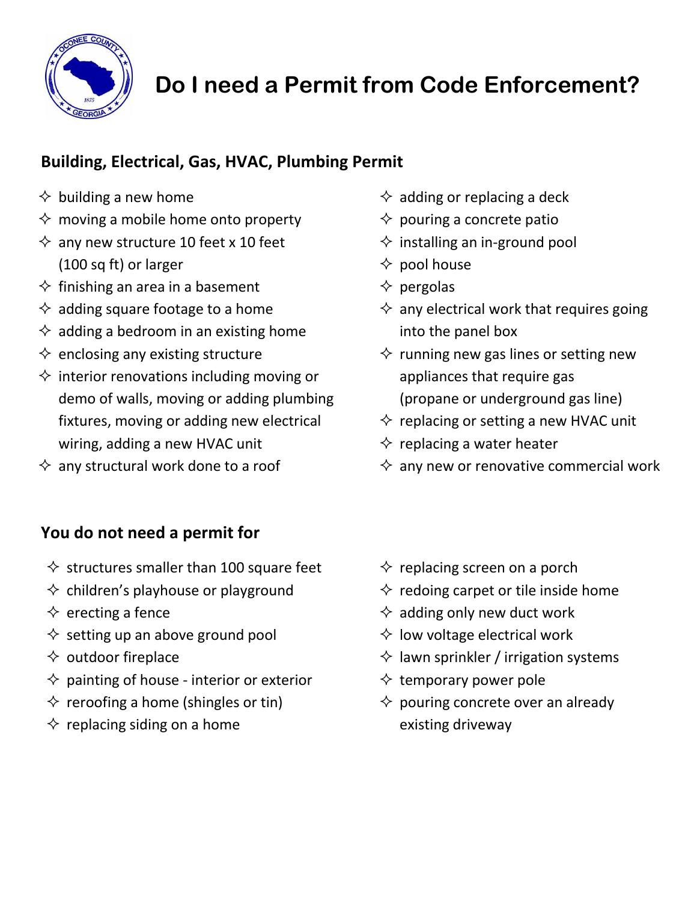# Do I need a Permit from Code Enforcement?

## Building, Electrical, Gas, HVAC, Plumbing Permit

- building a new home
- moving a mobile home onto property
- any new structure 10 feet x 10 feet (100 sq ft) or larger
- finishing an area in a basement
- adding square footage to a home
- adding a bedroom in an existing home
- enclosing any existing structure
- interior renovations including moving or demo of walls, moving or adding plumbing fixtures, moving or adding new electrical wiring, adding a new HVAC unit
- any structural work done to a roof
- adding or replacing a deck
- pouring a concrete patio
- installing an in-ground pool
- pool house
- pergolas
- any electrical work that requires going into the panel box
- running new gas lines or setting new appliances that require gas (propane or underground gas line)
- replacing or setting a new HVAC unit
- replacing a water heater
- any new or renovative commercial work

## You do not need a permit for

- structures smaller than 100 square feet
- children's playhouse or playground
- erecting a fence
- setting up an above ground pool
- outdoor fireplace
- painting of house - interior or exterior
- reroofing a home (shingles or tin)
- replacing siding on a home
- replacing screen on a porch
- redoing carpet or tile inside home
- adding only new duct work
- low voltage electrical work
- lawn sprinkler / irrigation systems
- temporary power pole
- pouring concrete over an already existing driveway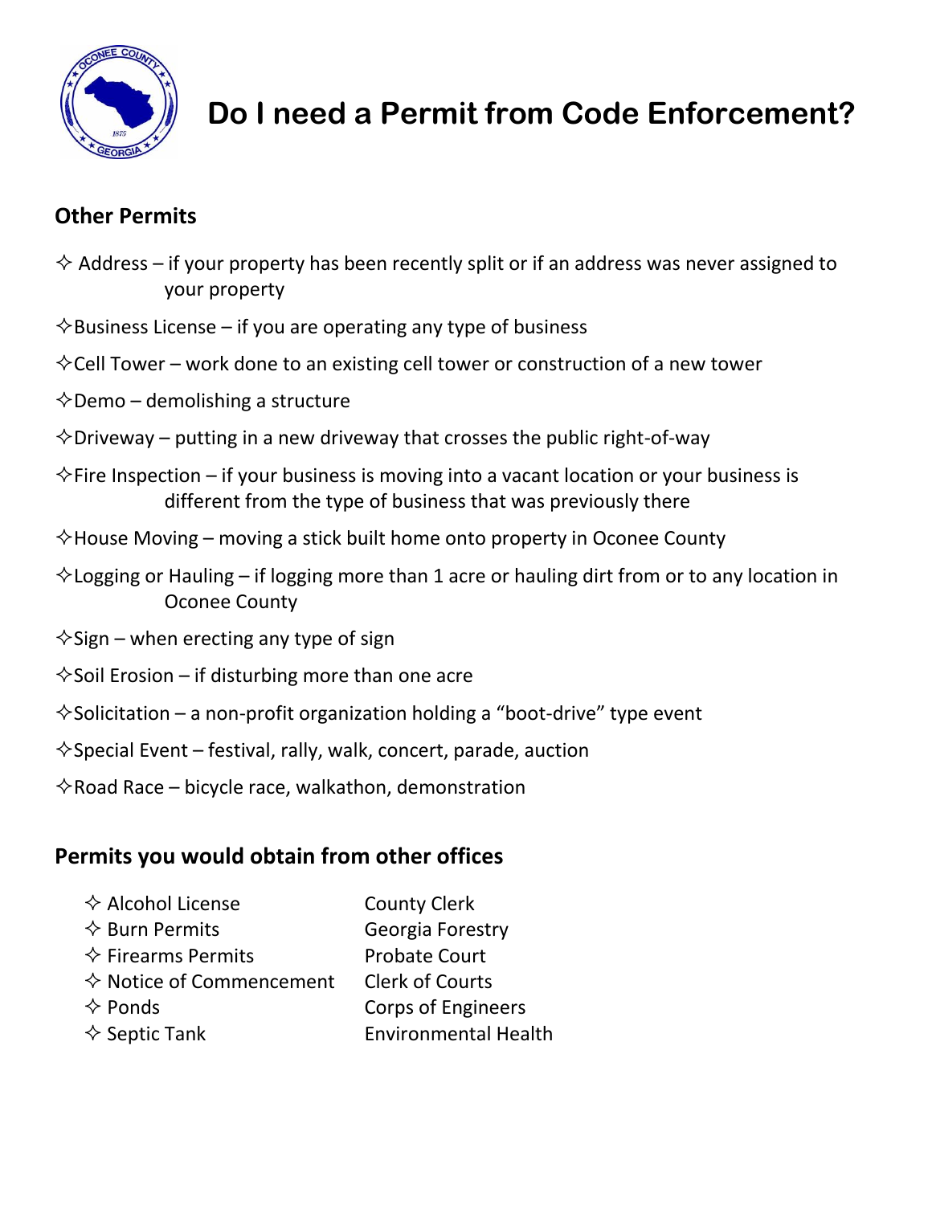# Do I need a Permit from Code Enforcement?

## Other Permits

✧ Address – if your property has been recently split or if an address was never assigned to your property

✧ Business License – if you are operating any type of business

✧ Cell Tower – work done to an existing cell tower or construction of a new tower

✧ Demo – demolishing a structure

✧ Driveway – putting in a new driveway that crosses the public right-of-way

✧ Fire Inspection – if your business is moving into a vacant location or your business is different from the type of business that was previously there

✧ House Moving – moving a stick built home onto property in Oconee County

✧ Logging or Hauling – if logging more than 1 acre or hauling dirt from or to any location in Oconee County

✧ Sign – when erecting any type of sign

✧ Soil Erosion – if disturbing more than one acre

✧ Solicitation – a non-profit organization holding a "boot-drive" type event

✧ Special Event – festival, rally, walk, concert, parade, auction

✧ Road Race – bicycle race, walkathon, demonstration

## Permits you would obtain from other offices

| | |
|---|---|
| ✧ Alcohol License | County Clerk |
| ✧ Burn Permits | Georgia Forestry |
| ✧ Firearms Permits | Probate Court |
| ✧ Notice of Commencement | Clerk of Courts |
| ✧ Ponds | Corps of Engineers |
| ✧ Septic Tank | Environmental Health |